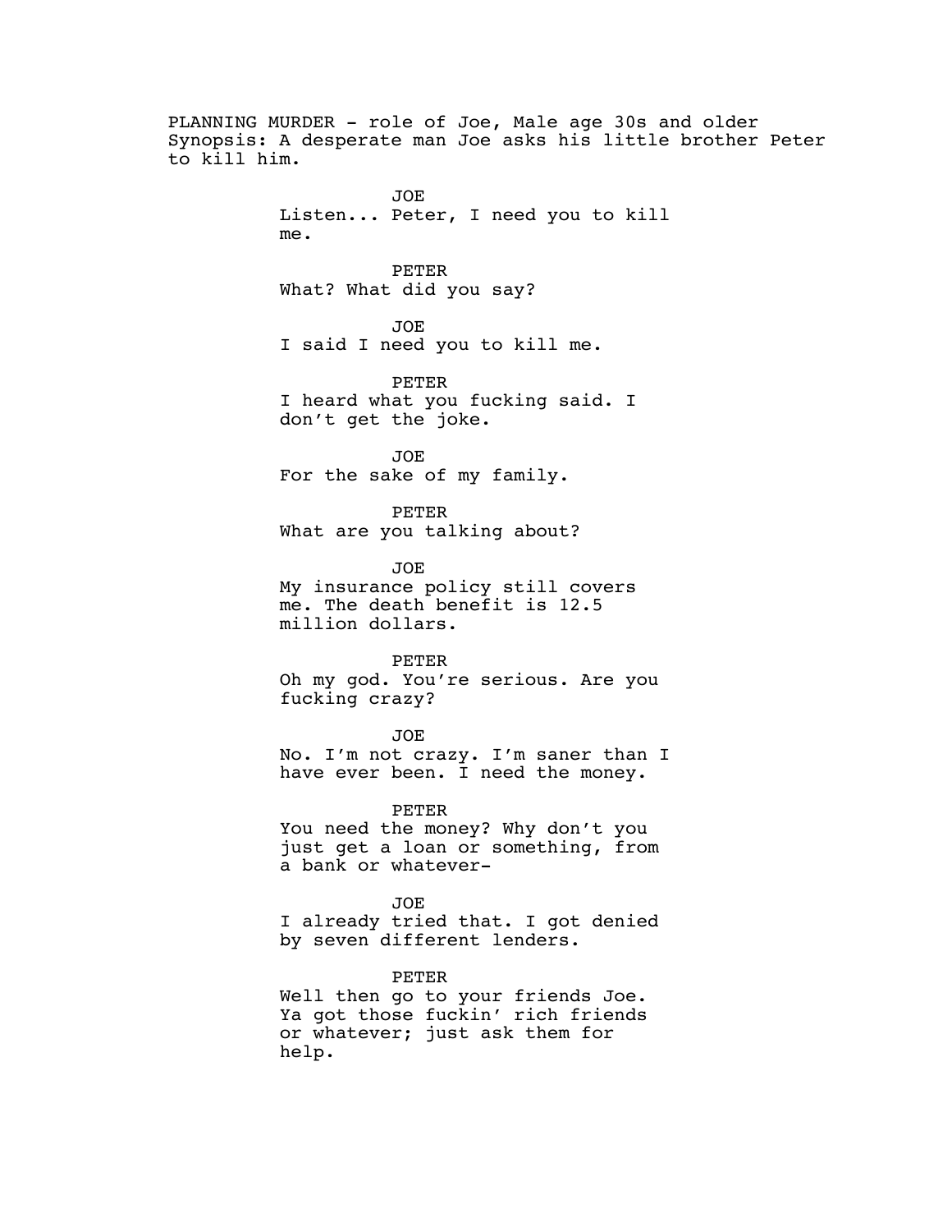PLANNING MURDER - role of Joe, Male age 30s and older
Synopsis: A desperate man Joe asks his little brother Peter to kill him.

JOE
Listen... Peter, I need you to kill me.

PETER
What? What did you say?

JOE
I said I need you to kill me.

PETER
I heard what you fucking said. I don't get the joke.

JOE
For the sake of my family.

PETER
What are you talking about?

JOE
My insurance policy still covers me. The death benefit is 12.5 million dollars.

PETER
Oh my god. You're serious. Are you fucking crazy?

JOE
No. I'm not crazy. I'm saner than I have ever been. I need the money.

PETER
You need the money? Why don't you just get a loan or something, from a bank or whatever-

JOE
I already tried that. I got denied by seven different lenders.

PETER
Well then go to your friends Joe. Ya got those fuckin' rich friends or whatever; just ask them for help.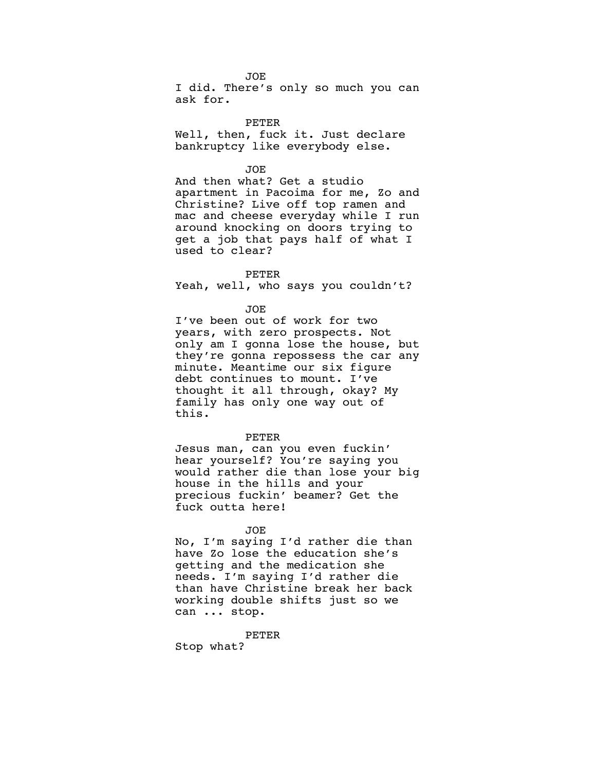JOE

I did. There's only so much you can ask for.

PETER

Well, then, fuck it. Just declare bankruptcy like everybody else.

JOE

And then what? Get a studio apartment in Pacoima for me, Zo and Christine? Live off top ramen and mac and cheese everyday while I run around knocking on doors trying to get a job that pays half of what I used to clear?

PETER

Yeah, well, who says you couldn't?

JOE

I've been out of work for two years, with zero prospects. Not only am I gonna lose the house, but they're gonna repossess the car any minute. Meantime our six figure debt continues to mount. I've thought it all through, okay? My family has only one way out of this.

PETER

Jesus man, can you even fuckin' hear yourself? You're saying you would rather die than lose your big house in the hills and your precious fuckin' beamer? Get the fuck outta here!

JOE

No, I'm saying I'd rather die than have Zo lose the education she's getting and the medication she needs. I'm saying I'd rather die than have Christine break her back working double shifts just so we can ... stop.

PETER

Stop what?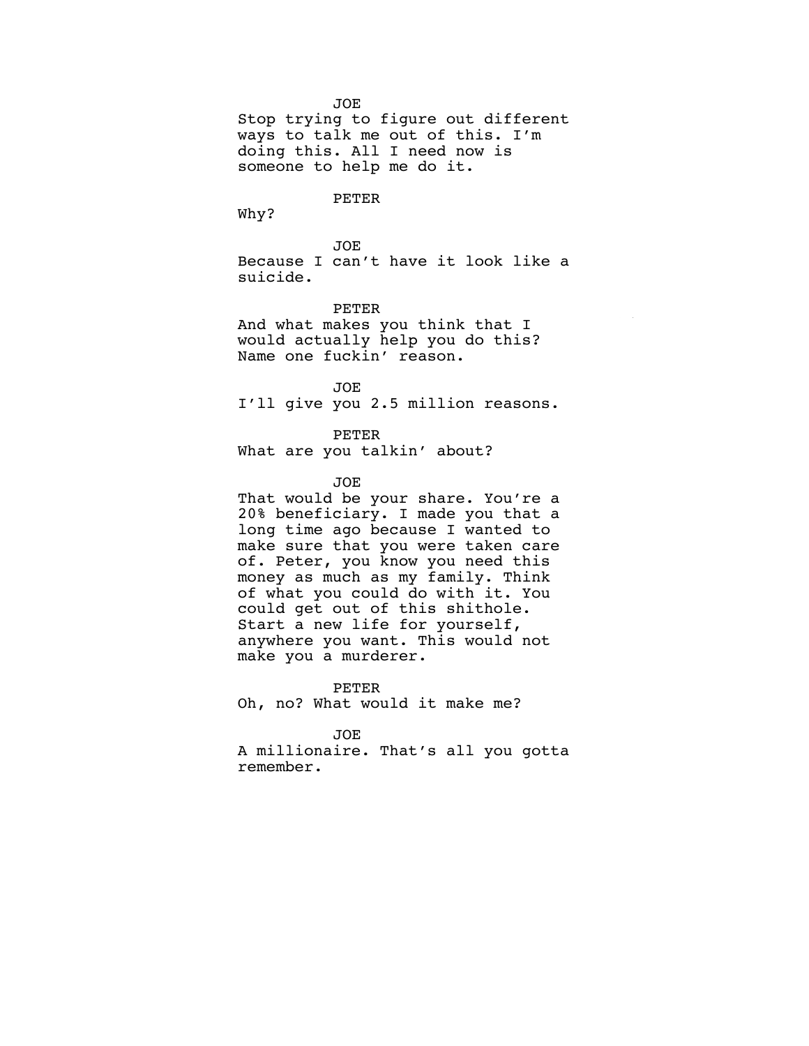JOE

Stop trying to figure out different ways to talk me out of this. I'm doing this. All I need now is someone to help me do it.

PETER

Why?

JOE

Because I can't have it look like a suicide.

PETER

And what makes you think that I would actually help you do this? Name one fuckin' reason.

JOE

I'll give you 2.5 million reasons.

PETER

What are you talkin' about?

JOE

That would be your share. You're a 20% beneficiary. I made you that a long time ago because I wanted to make sure that you were taken care of. Peter, you know you need this money as much as my family. Think of what you could do with it. You could get out of this shithole. Start a new life for yourself, anywhere you want. This would not make you a murderer.

PETER

Oh, no? What would it make me?

JOE

A millionaire. That's all you gotta remember.